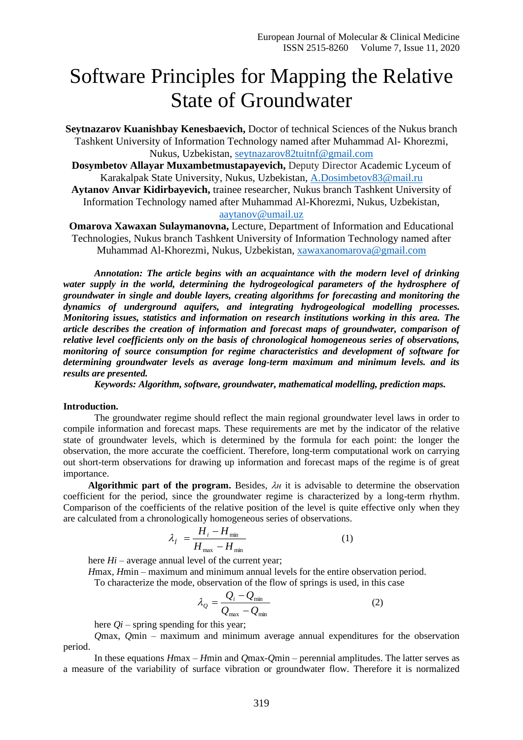# Software Principles for Mapping the Relative State of Groundwater

**Seytnazarov Kuanishbay Kenesbaevich,** Doctor of technical Sciences of the Nukus branch Tashkent University of Information Technology named after Muhammad Al- Khorezmi, Nukus, Uzbekistan, seytnazarov82tuitnf@gmail.com

**Dosymbetov Allayar Muxambetmustapayevich,** Deputy Director Academic Lyceum of Karakalpak State University, Nukus, Uzbekistan, A.Dosimbetov83@mail.ru

**Aytanov Anvar Kidirbayevich,** trainee researcher, Nukus branch Tashkent University of Information Technology named after Muhammad Al-Khorezmi, Nukus, Uzbekistan, aaytanov@umail.uz

**Omarova Xawaxan Sulaymanovna,** Lecture, Department of Information and Educational Technologies, Nukus branch Tashkent University of Information Technology named after Muhammad Al-Khorezmi, Nukus, Uzbekistan, xawaxanomarova@gmail.com

***Annotation: The article begins with an acquaintance with the modern level of drinking water supply in the world, determining the hydrogeological parameters of the hydrosphere of groundwater in single and double layers, creating algorithms for forecasting and monitoring the dynamics of underground aquifers, and integrating hydrogeological modelling processes. Monitoring issues, statistics and information on research institutions working in this area. The article describes the creation of information and forecast maps of groundwater, comparison of relative level coefficients only on the basis of chronological homogeneous series of observations, monitoring of source consumption for regime characteristics and development of software for determining groundwater levels as average long-term maximum and minimum levels. and its results are presented.***

***Keywords: Algorithm, software, groundwater, mathematical modelling, prediction maps.***

**Introduction.**

The groundwater regime should reflect the main regional groundwater level laws in order to compile information and forecast maps. These requirements are met by the indicator of the relative state of groundwater levels, which is determined by the formula for each point: the longer the observation, the more accurate the coefficient. Therefore, long-term computational work on carrying out short-term observations for drawing up information and forecast maps of the regime is of great importance.

**Algorithmic part of the program.** Besides, $\lambda_H$ it is advisable to determine the observation coefficient for the period, since the groundwater regime is characterized by a long-term rhythm. Comparison of the coefficients of the relative position of the level is quite effective only when they are calculated from a chronologically homogeneous series of observations.

$$\lambda_i = \frac{H_i - H_{\min}}{H_{\max} - H_{\min}} \qquad (1)$$

here $Hi$ – average annual level of the current year;

$H$max, $H$min – maximum and minimum annual levels for the entire observation period.

To characterize the mode, observation of the flow of springs is used, in this case

$$\lambda_Q = \frac{Q_i - Q_{\min}}{Q_{\max} - Q_{\min}} \qquad (2)$$

here $Qi$ – spring spending for this year;

$Q$max, $Q$min – maximum and minimum average annual expenditures for the observation period.

In these equations $H$max – $H$min and $Q$max-$Q$min – perennial amplitudes. The latter serves as a measure of the variability of surface vibration or groundwater flow. Therefore it is normalized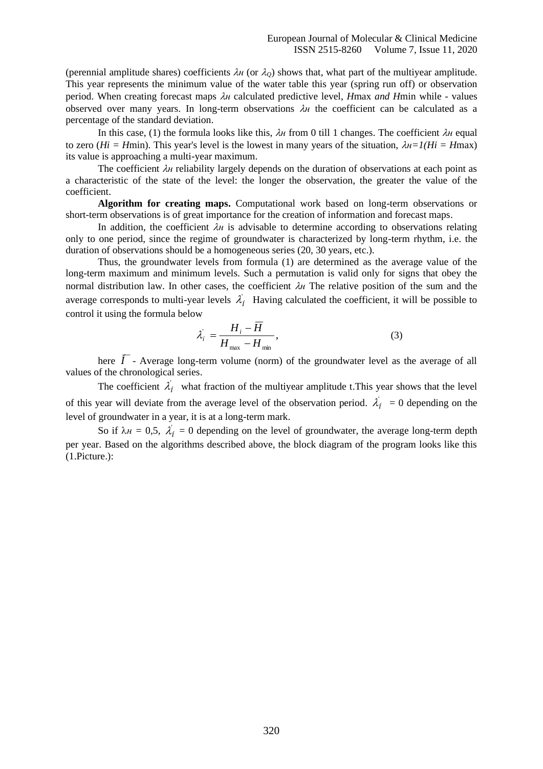(perennial amplitude shares) coefficients $\lambda_H$ (or $\lambda_Q$) shows that, what part of the multiyear amplitude. This year represents the minimum value of the water table this year (spring run off) or observation period. When creating forecast maps $\lambda_H$ calculated predictive level, *H*max *and H*min while - values observed over many years. In long-term observations $\lambda_H$ the coefficient can be calculated as a percentage of the standard deviation.

In this case, (1) the formula looks like this, $\lambda_H$ from 0 till 1 changes. The coefficient $\lambda_H$ equal to zero ($H_i = H_{min}$). This year's level is the lowest in many years of the situation, $\lambda_H=1 (H_i = H_{max})$ its value is approaching a multi-year maximum.

The coefficient $\lambda_H$ reliability largely depends on the duration of observations at each point as a characteristic of the state of the level: the longer the observation, the greater the value of the coefficient.

**Algorithm for creating maps.** Computational work based on long-term observations or short-term observations is of great importance for the creation of information and forecast maps.

In addition, the coefficient $\lambda_H$ is advisable to determine according to observations relating only to one period, since the regime of groundwater is characterized by long-term rhythm, i.e. the duration of observations should be a homogeneous series (20, 30 years, etc.).

Thus, the groundwater levels from formula (1) are determined as the average value of the long-term maximum and minimum levels. Such a permutation is valid only for signs that obey the normal distribution law. In other cases, the coefficient $\lambda_H$ The relative position of the sum and the average corresponds to multi-year levels $\lambda_i^{'}$ Having calculated the coefficient, it will be possible to control it using the formula below

$$\lambda_i^{'} = \frac{H_i - \overline{H}}{H_{max} - H_{min}}, \tag{3}$$

here $\overline{H}$ - Average long-term volume (norm) of the groundwater level as the average of all values of the chronological series.

The coefficient $\lambda_i^{'}$ what fraction of the multiyear amplitude t.This year shows that the level of this year will deviate from the average level of the observation period. $\lambda_i^{'} = 0$ depending on the level of groundwater in a year, it is at a long-term mark.

So if $\lambda_H = 0,5$, $\lambda_i^{'} = 0$ depending on the level of groundwater, the average long-term depth per year. Based on the algorithms described above, the block diagram of the program looks like this (1.Picture.):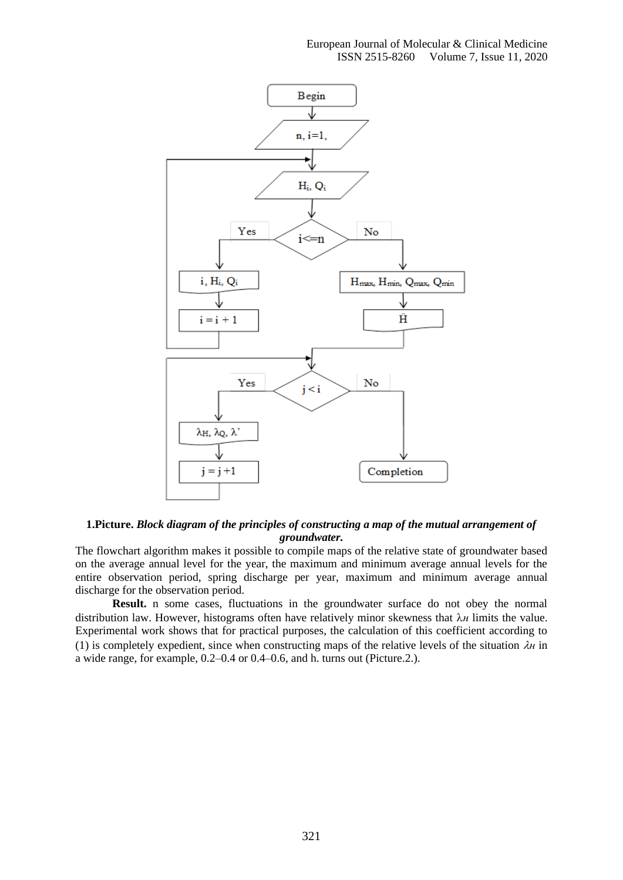**1.Picture.** ***Block diagram of the principles of constructing a map of the mutual arrangement of groundwater.***

The flowchart algorithm makes it possible to compile maps of the relative state of groundwater based on the average annual level for the year, the maximum and minimum average annual levels for the entire observation period, spring discharge per year, maximum and minimum average annual discharge for the observation period.

**Result.** n some cases, fluctuations in the groundwater surface do not obey the normal distribution law. However, histograms often have relatively minor skewness that $\lambda_H$ limits the value. Experimental work shows that for practical purposes, the calculation of this coefficient according to (1) is completely expedient, since when constructing maps of the relative levels of the situation $\lambda_H$ in a wide range, for example, 0.2–0.4 or 0.4–0.6, and h. turns out (Picture.2.).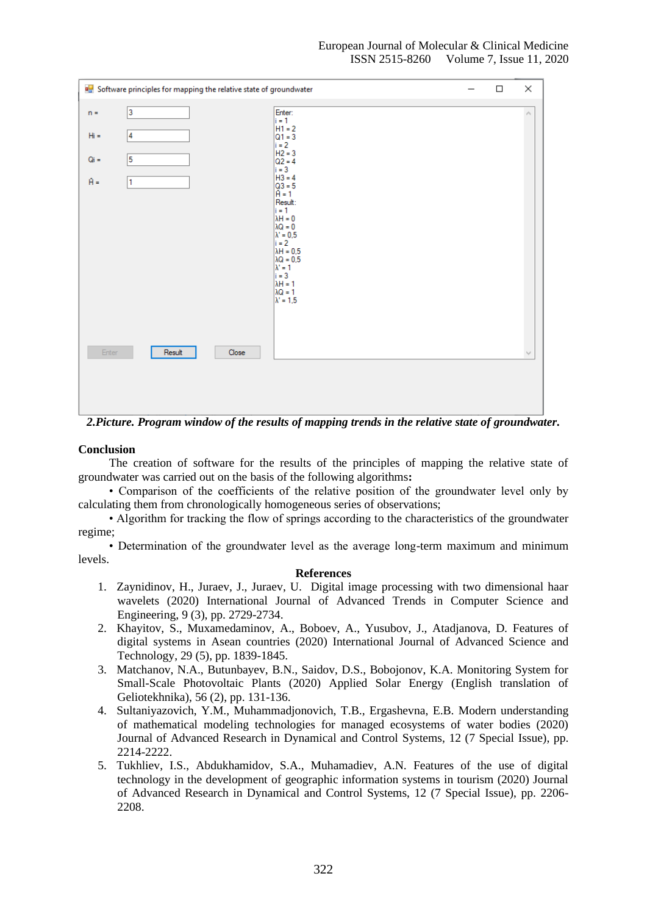*2.Picture. Program window of the results of mapping trends in the relative state of groundwater.*

**Conclusion**

The creation of software for the results of the principles of mapping the relative state of groundwater was carried out on the basis of the following algorithms**:**

• Comparison of the coefficients of the relative position of the groundwater level only by calculating them from chronologically homogeneous series of observations;

• Algorithm for tracking the flow of springs according to the characteristics of the groundwater regime;

• Determination of the groundwater level as the average long-term maximum and minimum levels.

**References**

1. Zaynidinov, H., Juraev, J., Juraev, U. Digital image processing with two dimensional haar wavelets (2020) International Journal of Advanced Trends in Computer Science and Engineering, 9 (3), pp. 2729-2734.
2. Khayitov, S., Muxamedaminov, A., Boboev, A., Yusubov, J., Atadjanova, D. Features of digital systems in Asean countries (2020) International Journal of Advanced Science and Technology, 29 (5), pp. 1839-1845.
3. Matchanov, N.A., Butunbayev, B.N., Saidov, D.S., Bobojonov, K.A. Monitoring System for Small-Scale Photovoltaic Plants (2020) Applied Solar Energy (English translation of Geliotekhnika), 56 (2), pp. 131-136.
4. Sultaniyazovich, Y.M., Muhammadjonovich, T.B., Ergashevna, E.B. Modern understanding of mathematical modeling technologies for managed ecosystems of water bodies (2020) Journal of Advanced Research in Dynamical and Control Systems, 12 (7 Special Issue), pp. 2214-2222.
5. Tukhliev, I.S., Abdukhamidov, S.A., Muhamadiev, A.N. Features of the use of digital technology in the development of geographic information systems in tourism (2020) Journal of Advanced Research in Dynamical and Control Systems, 12 (7 Special Issue), pp. 2206-2208.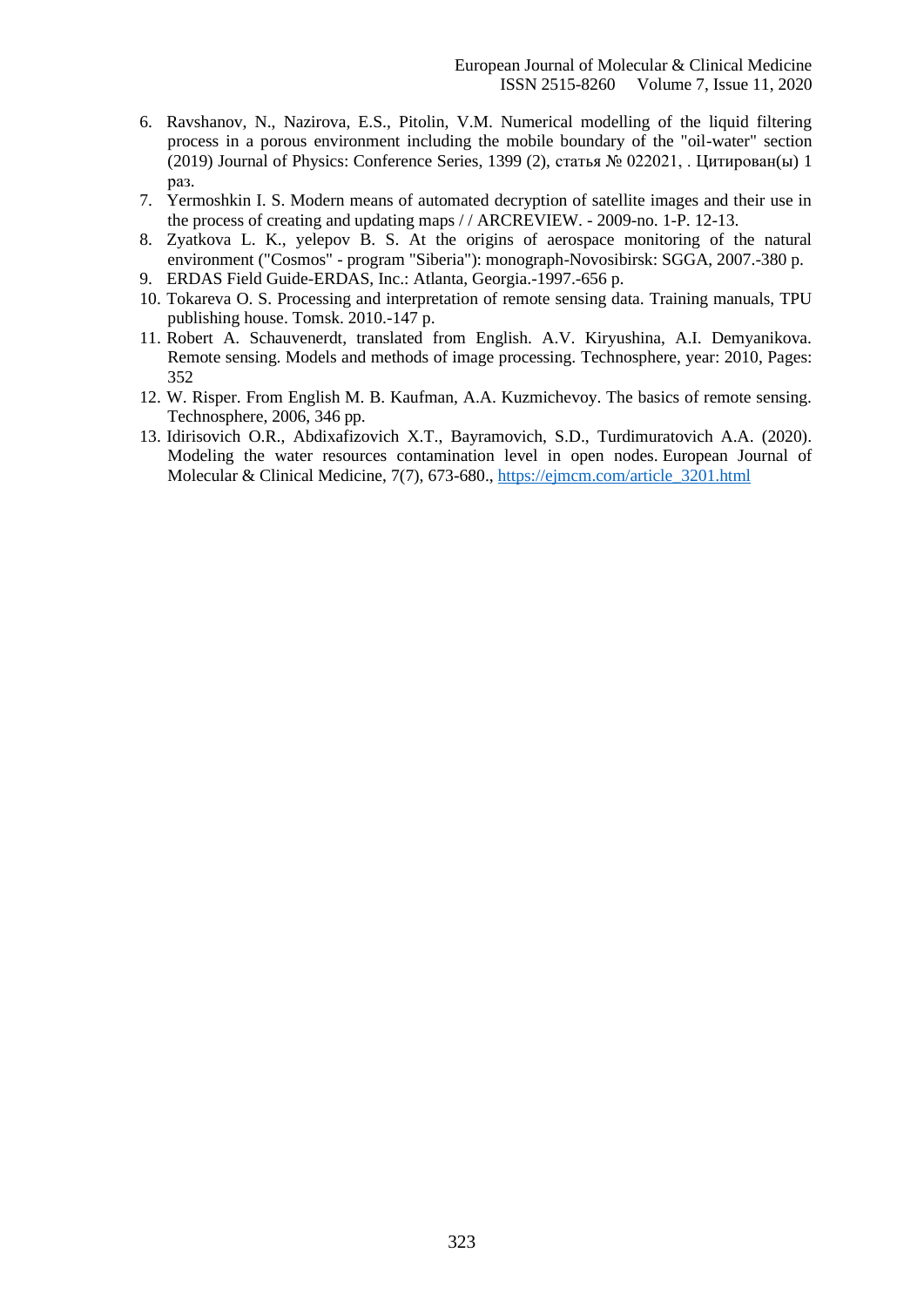6. Ravshanov, N., Nazirova, E.S., Pitolin, V.M. Numerical modelling of the liquid filtering process in a porous environment including the mobile boundary of the "oil-water" section (2019) Journal of Physics: Conference Series, 1399 (2), статья № 022021, . Цитирован(ы) 1 раз.
7. Yermoshkin I. S. Modern means of automated decryption of satellite images and their use in the process of creating and updating maps / / ARCREVIEW. - 2009-no. 1-P. 12-13.
8. Zyatkova L. K., yelepov B. S. At the origins of aerospace monitoring of the natural environment ("Cosmos" - program "Siberia"): monograph-Novosibirsk: SGGA, 2007.-380 p.
9. ERDAS Field Guide-ERDAS, Inc.: Atlanta, Georgia.-1997.-656 p.
10. Tokareva O. S. Processing and interpretation of remote sensing data. Training manuals, TPU publishing house. Tomsk. 2010.-147 p.
11. Robert A. Schauvenerdt, translated from English. A.V. Kiryushina, A.I. Demyanikova. Remote sensing. Models and methods of image processing. Technosphere, year: 2010, Pages: 352
12. W. Risper. From English M. B. Kaufman, A.A. Kuzmichevoy. The basics of remote sensing. Technosphere, 2006, 346 pp.
13. Idirisovich O.R., Abdixafizovich X.T., Bayramovich, S.D., Turdimuratovich A.A. (2020). Modeling the water resources contamination level in open nodes. European Journal of Molecular & Clinical Medicine, 7(7), 673-680., https://ejmcm.com/article_3201.html